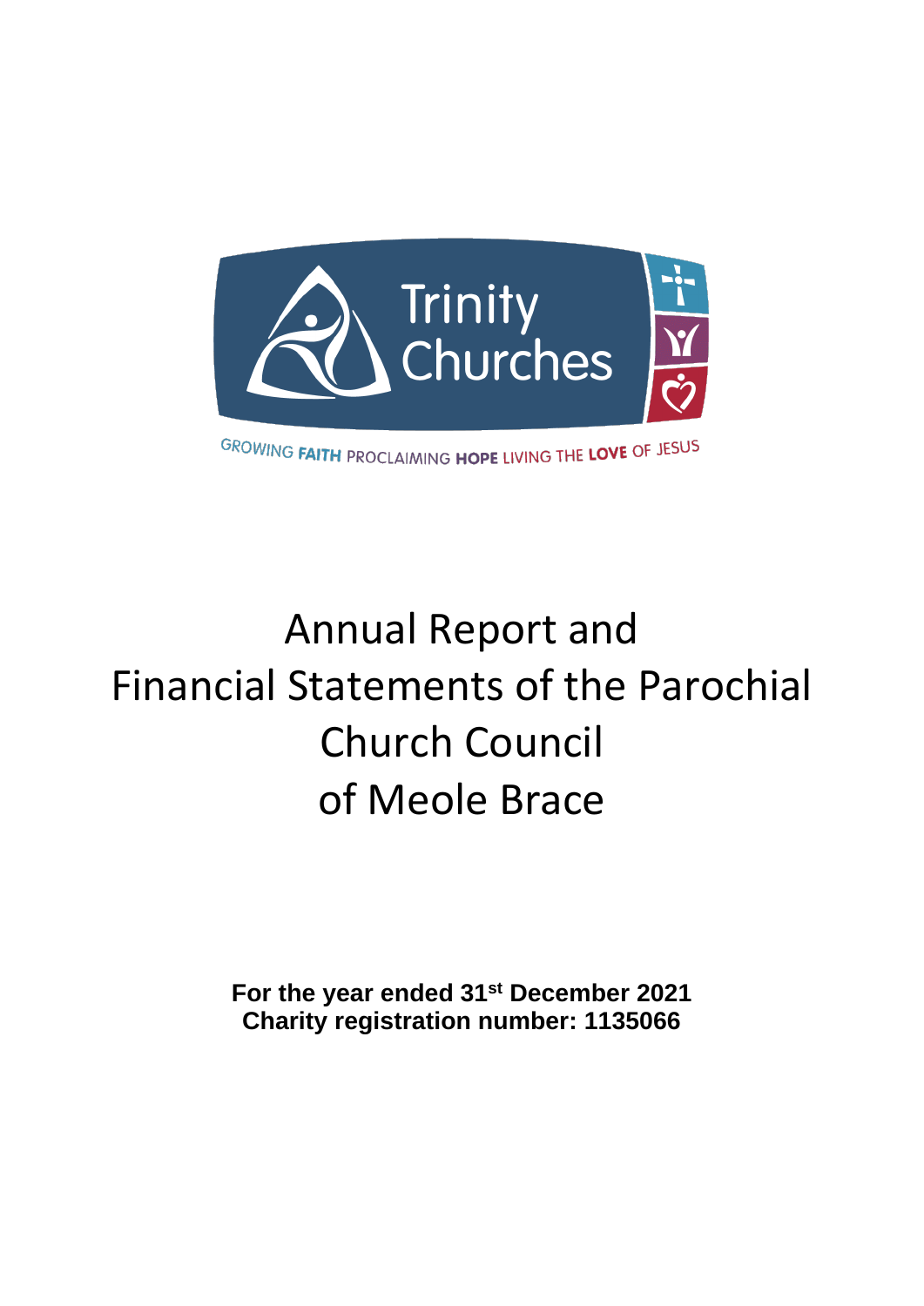Trinity Churches

GROWING FAITH PROCLAIMING HOPE LIVING THE LOVE OF JESUS

# Annual Report and Financial Statements of the Parochial Church Council of Meole Brace

**For the year ended 31st December 2021**
**Charity registration number: 1135066**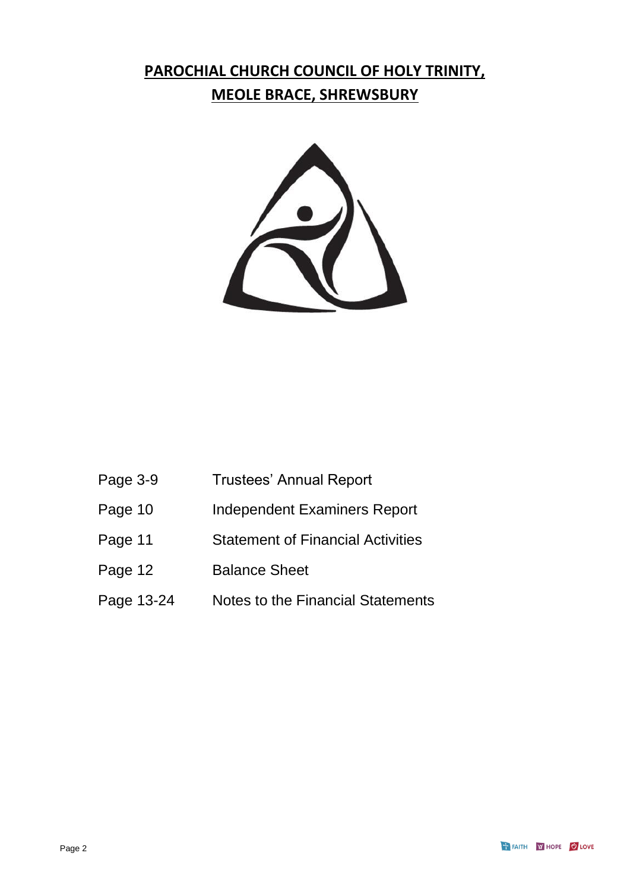# PAROCHIAL CHURCH COUNCIL OF HOLY TRINITY, MEOLE BRACE, SHREWSBURY

| | |
|---|---|
| Page 3-9 | Trustees' Annual Report |
| Page 10 | Independent Examiners Report |
| Page 11 | Statement of Financial Activities |
| Page 12 | Balance Sheet |
| Page 13-24 | Notes to the Financial Statements |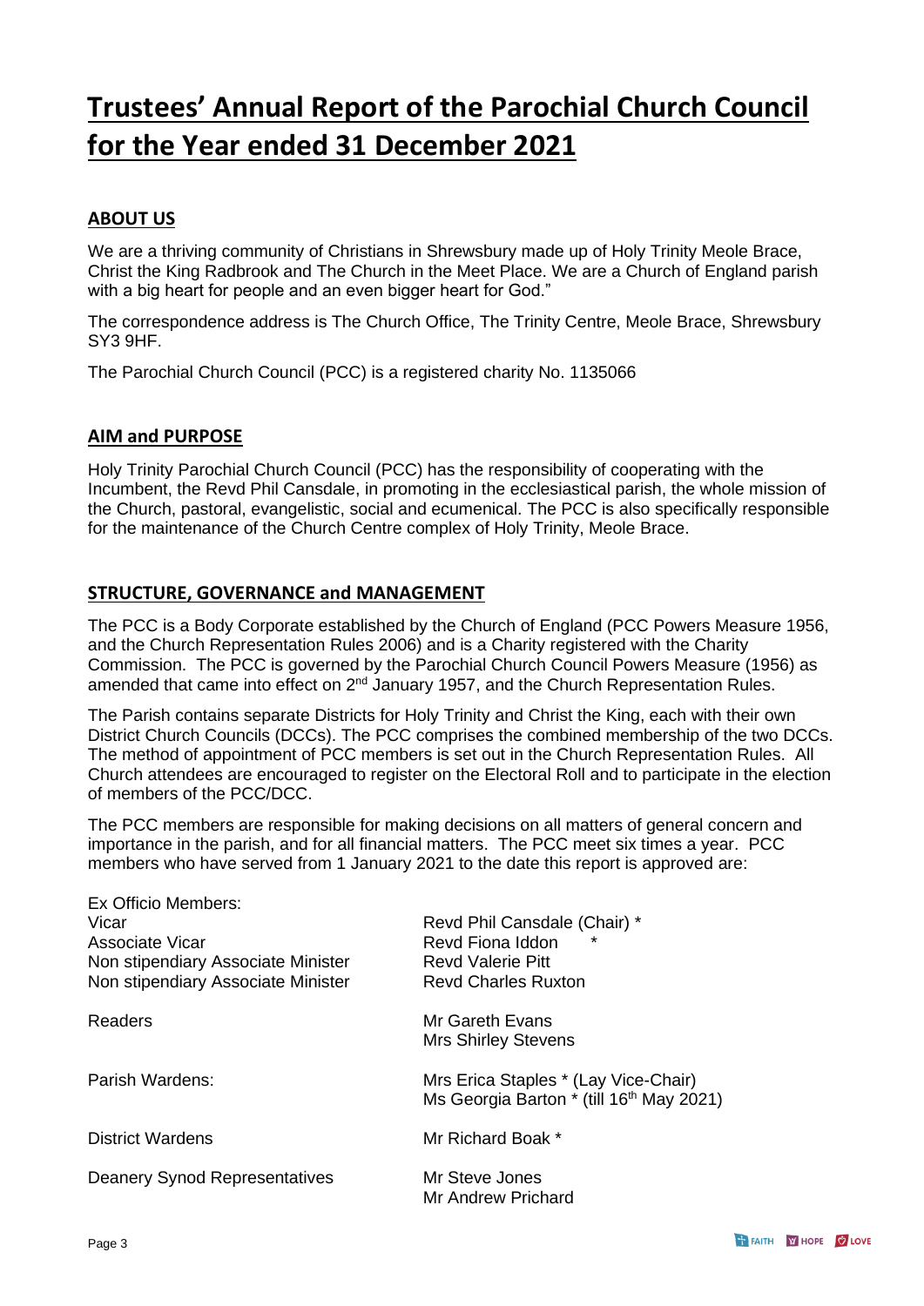# Trustees' Annual Report of the Parochial Church Council for the Year ended 31 December 2021

## ABOUT US

We are a thriving community of Christians in Shrewsbury made up of Holy Trinity Meole Brace, Christ the King Radbrook and The Church in the Meet Place. We are a Church of England parish with a big heart for people and an even bigger heart for God."

The correspondence address is The Church Office, The Trinity Centre, Meole Brace, Shrewsbury SY3 9HF.

The Parochial Church Council (PCC) is a registered charity No. 1135066

## AIM and PURPOSE

Holy Trinity Parochial Church Council (PCC) has the responsibility of cooperating with the Incumbent, the Revd Phil Cansdale, in promoting in the ecclesiastical parish, the whole mission of the Church, pastoral, evangelistic, social and ecumenical. The PCC is also specifically responsible for the maintenance of the Church Centre complex of Holy Trinity, Meole Brace.

## STRUCTURE, GOVERNANCE and MANAGEMENT

The PCC is a Body Corporate established by the Church of England (PCC Powers Measure 1956, and the Church Representation Rules 2006) and is a Charity registered with the Charity Commission. The PCC is governed by the Parochial Church Council Powers Measure (1956) as amended that came into effect on 2nd January 1957, and the Church Representation Rules.

The Parish contains separate Districts for Holy Trinity and Christ the King, each with their own District Church Councils (DCCs). The PCC comprises the combined membership of the two DCCs. The method of appointment of PCC members is set out in the Church Representation Rules. All Church attendees are encouraged to register on the Electoral Roll and to participate in the election of members of the PCC/DCC.

The PCC members are responsible for making decisions on all matters of general concern and importance in the parish, and for all financial matters. The PCC meet six times a year. PCC members who have served from 1 January 2021 to the date this report is approved are:

| | |
|---|---|
| Ex Officio Members: | |
| Vicar | Revd Phil Cansdale (Chair) * |
| Associate Vicar | Revd Fiona Iddon * |
| Non stipendiary Associate Minister | Revd Valerie Pitt |
| Non stipendiary Associate Minister | Revd Charles Ruxton |
| Readers | Mr Gareth Evans<br>Mrs Shirley Stevens |
| Parish Wardens: | Mrs Erica Staples * (Lay Vice-Chair)<br>Ms Georgia Barton * (till 16th May 2021) |
| District Wardens | Mr Richard Boak * |
| Deanery Synod Representatives | Mr Steve Jones<br>Mr Andrew Prichard |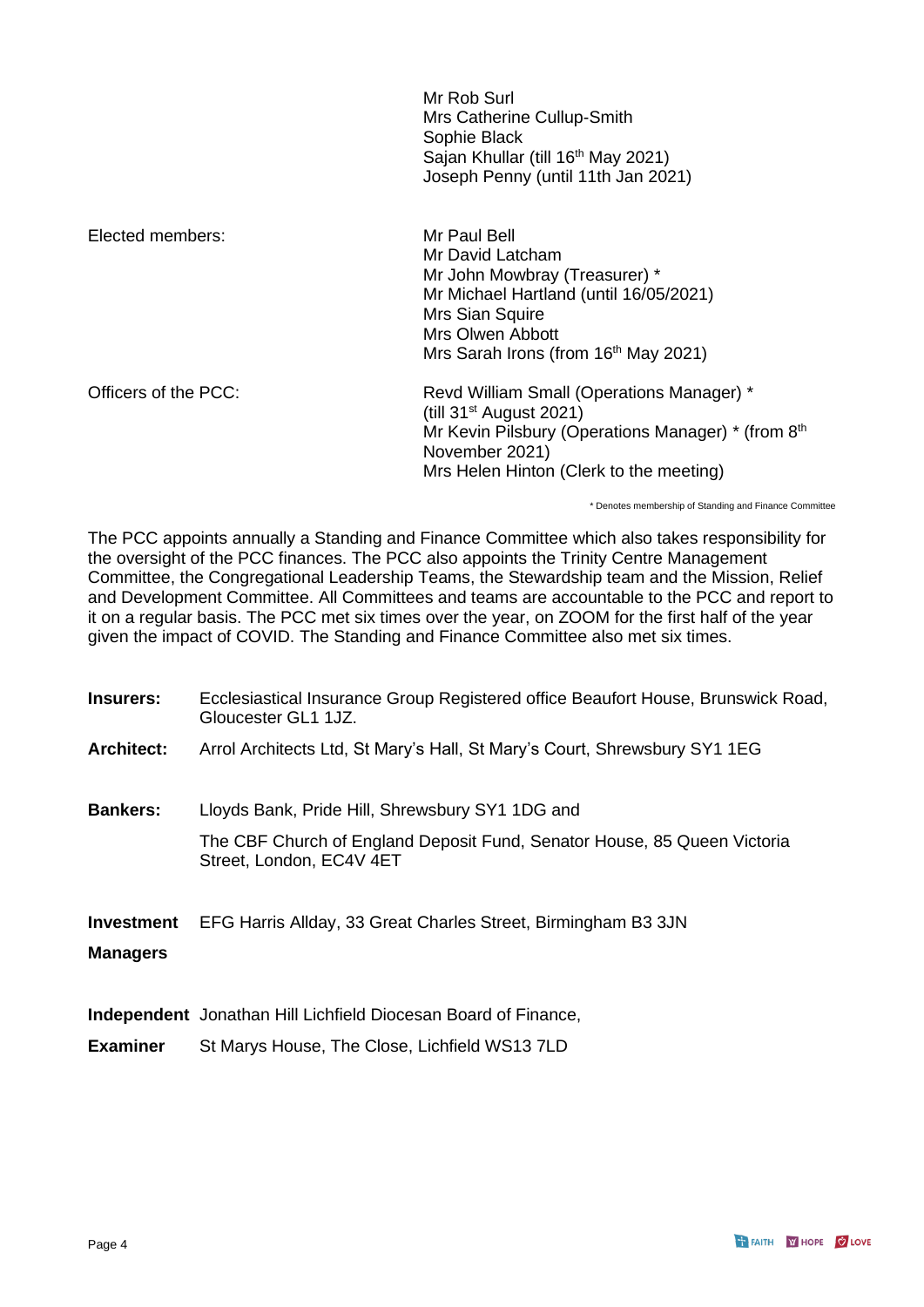| | |
|---|---|
| | Mr Rob Surl<br>Mrs Catherine Cullup-Smith<br>Sophie Black<br>Sajan Khullar (till 16th May 2021)<br>Joseph Penny (until 11th Jan 2021) |
| Elected members: | Mr Paul Bell<br>Mr David Latcham<br>Mr John Mowbray (Treasurer) *<br>Mr Michael Hartland (until 16/05/2021)<br>Mrs Sian Squire<br>Mrs Olwen Abbott<br>Mrs Sarah Irons (from 16th May 2021) |
| Officers of the PCC: | Revd William Small (Operations Manager) * (till 31st August 2021)<br>Mr Kevin Pilsbury (Operations Manager) * (from 8th November 2021)<br>Mrs Helen Hinton (Clerk to the meeting) |

\* Denotes membership of Standing and Finance Committee

The PCC appoints annually a Standing and Finance Committee which also takes responsibility for the oversight of the PCC finances. The PCC also appoints the Trinity Centre Management Committee, the Congregational Leadership Teams, the Stewardship team and the Mission, Relief and Development Committee. All Committees and teams are accountable to the PCC and report to it on a regular basis. The PCC met six times over the year, on ZOOM for the first half of the year given the impact of COVID. The Standing and Finance Committee also met six times.

| | |
|---|---|
| **Insurers:** | Ecclesiastical Insurance Group Registered office Beaufort House, Brunswick Road, Gloucester GL1 1JZ. |
| **Architect:** | Arrol Architects Ltd, St Mary's Hall, St Mary's Court, Shrewsbury SY1 1EG |
| **Bankers:** | Lloyds Bank, Pride Hill, Shrewsbury SY1 1DG and<br>The CBF Church of England Deposit Fund, Senator House, 85 Queen Victoria Street, London, EC4V 4ET |
| **Investment Managers** | EFG Harris Allday, 33 Great Charles Street, Birmingham B3 3JN |
| **Independent Examiner** | Jonathan Hill Lichfield Diocesan Board of Finance, St Marys House, The Close, Lichfield WS13 7LD |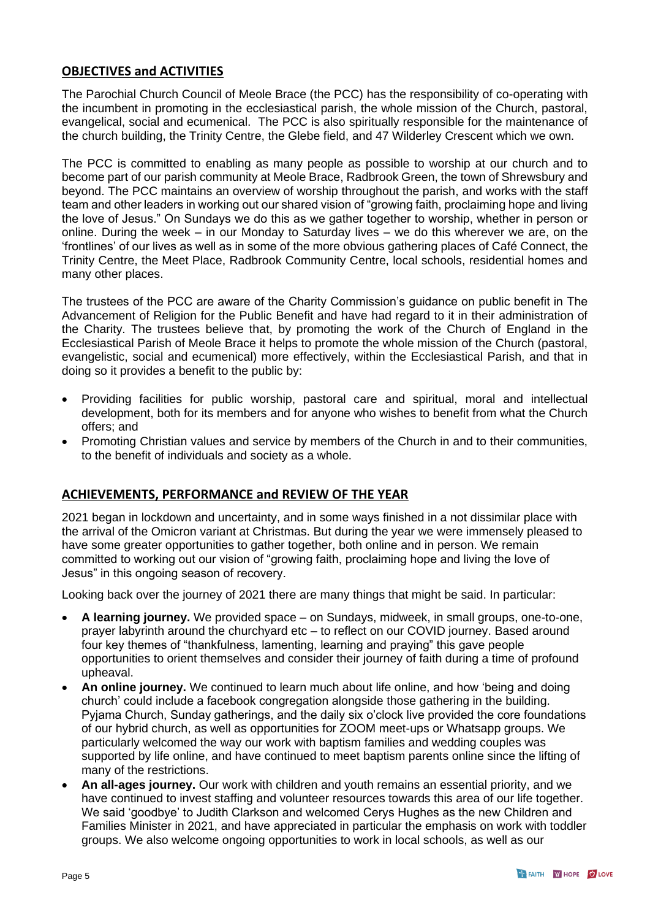## OBJECTIVES and ACTIVITIES

The Parochial Church Council of Meole Brace (the PCC) has the responsibility of co-operating with the incumbent in promoting in the ecclesiastical parish, the whole mission of the Church, pastoral, evangelical, social and ecumenical. The PCC is also spiritually responsible for the maintenance of the church building, the Trinity Centre, the Glebe field, and 47 Wilderley Crescent which we own.

The PCC is committed to enabling as many people as possible to worship at our church and to become part of our parish community at Meole Brace, Radbrook Green, the town of Shrewsbury and beyond. The PCC maintains an overview of worship throughout the parish, and works with the staff team and other leaders in working out our shared vision of "growing faith, proclaiming hope and living the love of Jesus." On Sundays we do this as we gather together to worship, whether in person or online. During the week – in our Monday to Saturday lives – we do this wherever we are, on the 'frontlines' of our lives as well as in some of the more obvious gathering places of Café Connect, the Trinity Centre, the Meet Place, Radbrook Community Centre, local schools, residential homes and many other places.

The trustees of the PCC are aware of the Charity Commission's guidance on public benefit in The Advancement of Religion for the Public Benefit and have had regard to it in their administration of the Charity. The trustees believe that, by promoting the work of the Church of England in the Ecclesiastical Parish of Meole Brace it helps to promote the whole mission of the Church (pastoral, evangelistic, social and ecumenical) more effectively, within the Ecclesiastical Parish, and that in doing so it provides a benefit to the public by:

- Providing facilities for public worship, pastoral care and spiritual, moral and intellectual development, both for its members and for anyone who wishes to benefit from what the Church offers; and
- Promoting Christian values and service by members of the Church in and to their communities, to the benefit of individuals and society as a whole.

## ACHIEVEMENTS, PERFORMANCE and REVIEW OF THE YEAR

2021 began in lockdown and uncertainty, and in some ways finished in a not dissimilar place with the arrival of the Omicron variant at Christmas. But during the year we were immensely pleased to have some greater opportunities to gather together, both online and in person. We remain committed to working out our vision of "growing faith, proclaiming hope and living the love of Jesus" in this ongoing season of recovery.

Looking back over the journey of 2021 there are many things that might be said. In particular:

- **A learning journey.** We provided space – on Sundays, midweek, in small groups, one-to-one, prayer labyrinth around the churchyard etc – to reflect on our COVID journey. Based around four key themes of "thankfulness, lamenting, learning and praying" this gave people opportunities to orient themselves and consider their journey of faith during a time of profound upheaval.
- **An online journey.** We continued to learn much about life online, and how 'being and doing church' could include a facebook congregation alongside those gathering in the building. Pyjama Church, Sunday gatherings, and the daily six o'clock live provided the core foundations of our hybrid church, as well as opportunities for ZOOM meet-ups or Whatsapp groups. We particularly welcomed the way our work with baptism families and wedding couples was supported by life online, and have continued to meet baptism parents online since the lifting of many of the restrictions.
- **An all-ages journey.** Our work with children and youth remains an essential priority, and we have continued to invest staffing and volunteer resources towards this area of our life together. We said 'goodbye' to Judith Clarkson and welcomed Cerys Hughes as the new Children and Families Minister in 2021, and have appreciated in particular the emphasis on work with toddler groups. We also welcome ongoing opportunities to work in local schools, as well as our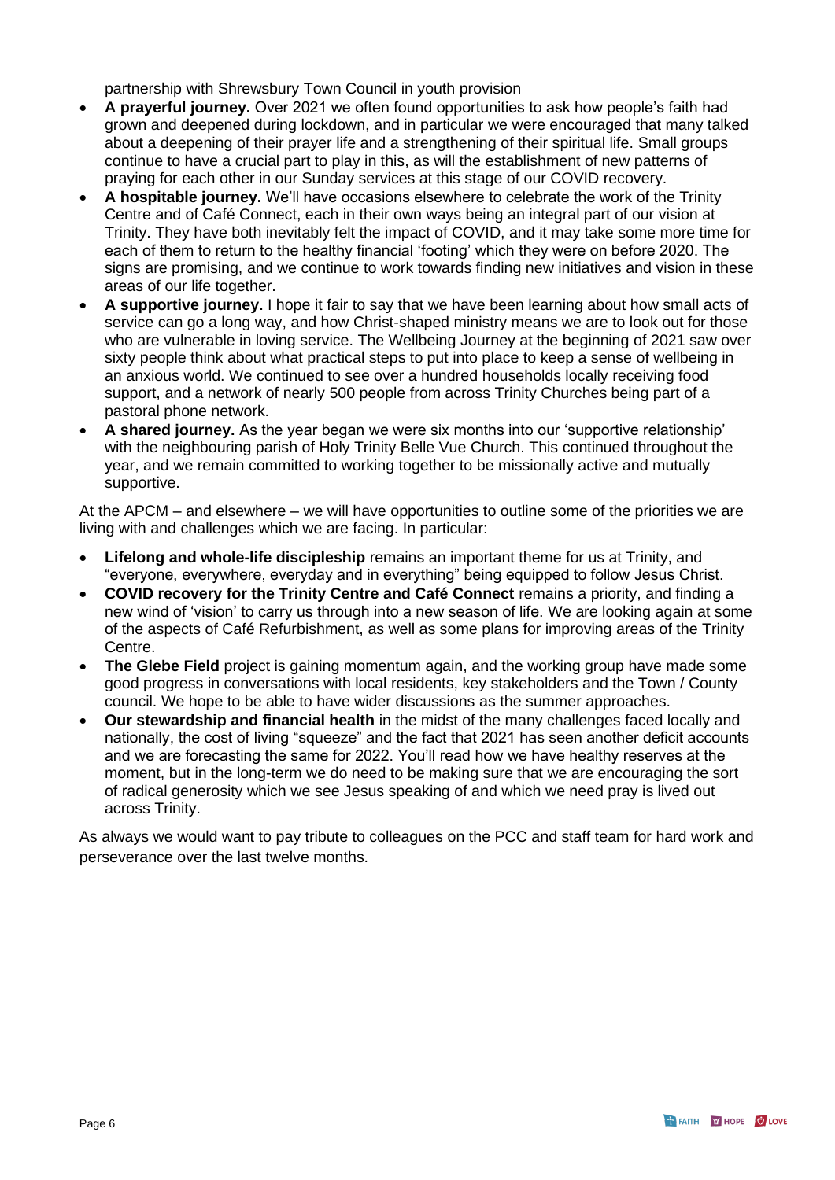partnership with Shrewsbury Town Council in youth provision

- **A prayerful journey.** Over 2021 we often found opportunities to ask how people's faith had grown and deepened during lockdown, and in particular we were encouraged that many talked about a deepening of their prayer life and a strengthening of their spiritual life. Small groups continue to have a crucial part to play in this, as will the establishment of new patterns of praying for each other in our Sunday services at this stage of our COVID recovery.
- **A hospitable journey.** We'll have occasions elsewhere to celebrate the work of the Trinity Centre and of Café Connect, each in their own ways being an integral part of our vision at Trinity. They have both inevitably felt the impact of COVID, and it may take some more time for each of them to return to the healthy financial 'footing' which they were on before 2020. The signs are promising, and we continue to work towards finding new initiatives and vision in these areas of our life together.
- **A supportive journey.** I hope it fair to say that we have been learning about how small acts of service can go a long way, and how Christ-shaped ministry means we are to look out for those who are vulnerable in loving service. The Wellbeing Journey at the beginning of 2021 saw over sixty people think about what practical steps to put into place to keep a sense of wellbeing in an anxious world. We continued to see over a hundred households locally receiving food support, and a network of nearly 500 people from across Trinity Churches being part of a pastoral phone network.
- **A shared journey.** As the year began we were six months into our 'supportive relationship' with the neighbouring parish of Holy Trinity Belle Vue Church. This continued throughout the year, and we remain committed to working together to be missionally active and mutually supportive.

At the APCM – and elsewhere – we will have opportunities to outline some of the priorities we are living with and challenges which we are facing. In particular:

- **Lifelong and whole-life discipleship** remains an important theme for us at Trinity, and "everyone, everywhere, everyday and in everything" being equipped to follow Jesus Christ.
- **COVID recovery for the Trinity Centre and Café Connect** remains a priority, and finding a new wind of 'vision' to carry us through into a new season of life. We are looking again at some of the aspects of Café Refurbishment, as well as some plans for improving areas of the Trinity Centre.
- **The Glebe Field** project is gaining momentum again, and the working group have made some good progress in conversations with local residents, key stakeholders and the Town / County council. We hope to be able to have wider discussions as the summer approaches.
- **Our stewardship and financial health** in the midst of the many challenges faced locally and nationally, the cost of living "squeeze" and the fact that 2021 has seen another deficit accounts and we are forecasting the same for 2022. You'll read how we have healthy reserves at the moment, but in the long-term we do need to be making sure that we are encouraging the sort of radical generosity which we see Jesus speaking of and which we need pray is lived out across Trinity.

As always we would want to pay tribute to colleagues on the PCC and staff team for hard work and perseverance over the last twelve months.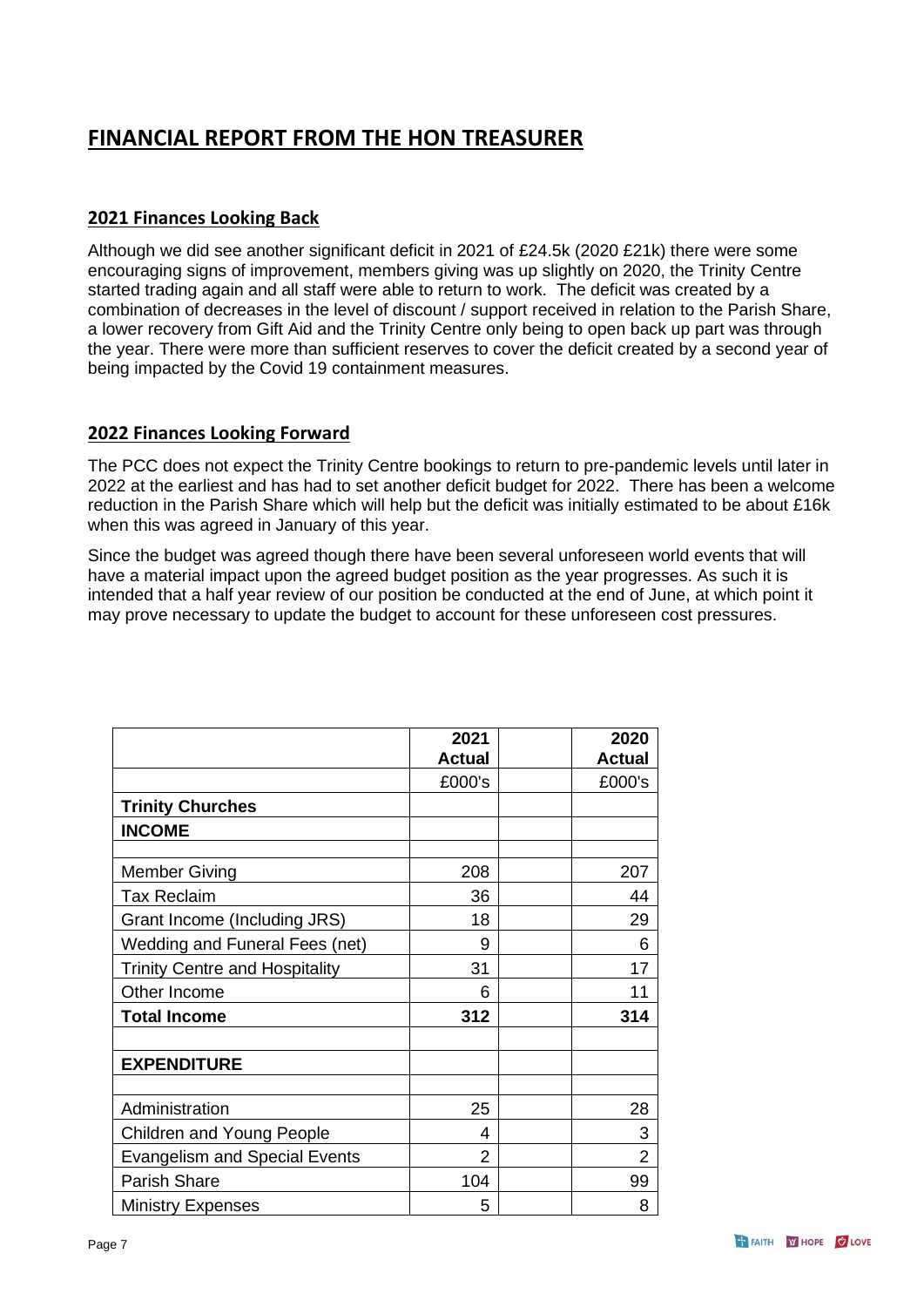# FINANCIAL REPORT FROM THE HON TREASURER

## 2021 Finances Looking Back

Although we did see another significant deficit in 2021 of £24.5k (2020 £21k) there were some encouraging signs of improvement, members giving was up slightly on 2020, the Trinity Centre started trading again and all staff were able to return to work. The deficit was created by a combination of decreases in the level of discount / support received in relation to the Parish Share, a lower recovery from Gift Aid and the Trinity Centre only being to open back up part was through the year. There were more than sufficient reserves to cover the deficit created by a second year of being impacted by the Covid 19 containment measures.

## 2022 Finances Looking Forward

The PCC does not expect the Trinity Centre bookings to return to pre-pandemic levels until later in 2022 at the earliest and has had to set another deficit budget for 2022. There has been a welcome reduction in the Parish Share which will help but the deficit was initially estimated to be about £16k when this was agreed in January of this year.

Since the budget was agreed though there have been several unforeseen world events that will have a material impact upon the agreed budget position as the year progresses. As such it is intended that a half year review of our position be conducted at the end of June, at which point it may prove necessary to update the budget to account for these unforeseen cost pressures.

| | 2021 Actual | | 2020 Actual |
|---|---|---|---|
| | £000's | | £000's |
| **Trinity Churches** | | | |
| **INCOME** | | | |
| | | | |
| Member Giving | 208 | | 207 |
| Tax Reclaim | 36 | | 44 |
| Grant Income (Including JRS) | 18 | | 29 |
| Wedding and Funeral Fees (net) | 9 | | 6 |
| Trinity Centre and Hospitality | 31 | | 17 |
| Other Income | 6 | | 11 |
| **Total Income** | **312** | | **314** |
| | | | |
| **EXPENDITURE** | | | |
| | | | |
| Administration | 25 | | 28 |
| Children and Young People | 4 | | 3 |
| Evangelism and Special Events | 2 | | 2 |
| Parish Share | 104 | | 99 |
| Ministry Expenses | 5 | | 8 |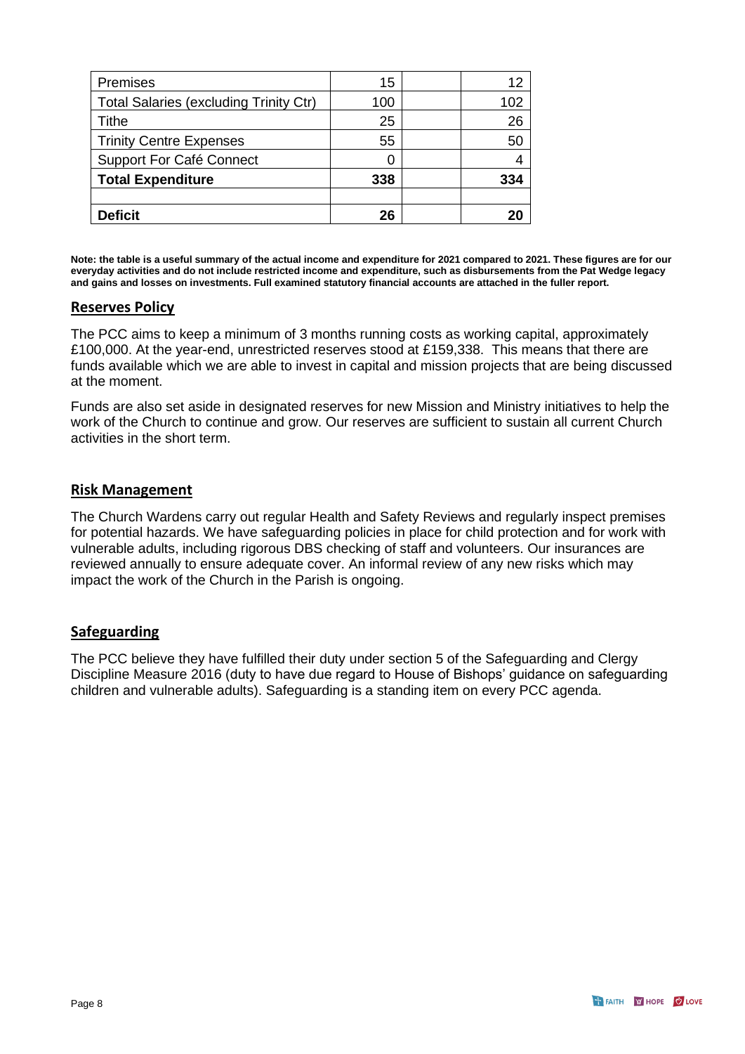| | | | |
|---|---|---|---|
| Premises | 15 | | 12 |
| Total Salaries (excluding Trinity Ctr) | 100 | | 102 |
| Tithe | 25 | | 26 |
| Trinity Centre Expenses | 55 | | 50 |
| Support For Café Connect | 0 | | 4 |
| **Total Expenditure** | **338** | | **334** |
| | | | |
| **Deficit** | **26** | | **20** |

**Note: the table is a useful summary of the actual income and expenditure for 2021 compared to 2021. These figures are for our everyday activities and do not include restricted income and expenditure, such as disbursements from the Pat Wedge legacy and gains and losses on investments. Full examined statutory financial accounts are attached in the fuller report.**

## Reserves Policy

The PCC aims to keep a minimum of 3 months running costs as working capital, approximately £100,000. At the year-end, unrestricted reserves stood at £159,338. This means that there are funds available which we are able to invest in capital and mission projects that are being discussed at the moment.

Funds are also set aside in designated reserves for new Mission and Ministry initiatives to help the work of the Church to continue and grow. Our reserves are sufficient to sustain all current Church activities in the short term.

## Risk Management

The Church Wardens carry out regular Health and Safety Reviews and regularly inspect premises for potential hazards. We have safeguarding policies in place for child protection and for work with vulnerable adults, including rigorous DBS checking of staff and volunteers. Our insurances are reviewed annually to ensure adequate cover. An informal review of any new risks which may impact the work of the Church in the Parish is ongoing.

## Safeguarding

The PCC believe they have fulfilled their duty under section 5 of the Safeguarding and Clergy Discipline Measure 2016 (duty to have due regard to House of Bishops' guidance on safeguarding children and vulnerable adults). Safeguarding is a standing item on every PCC agenda.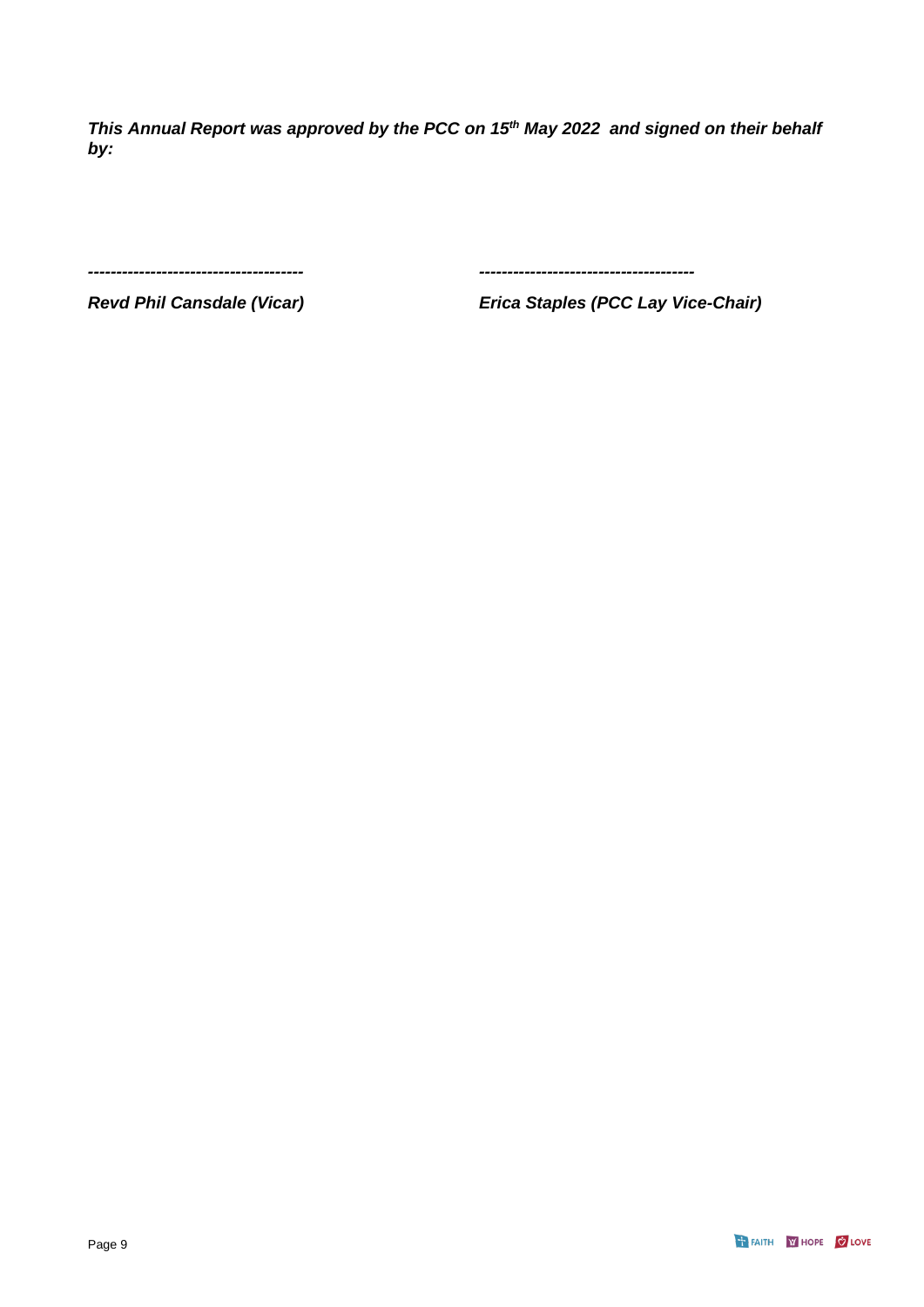***This Annual Report was approved by the PCC on 15th May 2022 and signed on their behalf by:***

--------------------------------------   --------------------------------------

***Revd Phil Cansdale (Vicar)***   ***Erica Staples (PCC Lay Vice-Chair)***